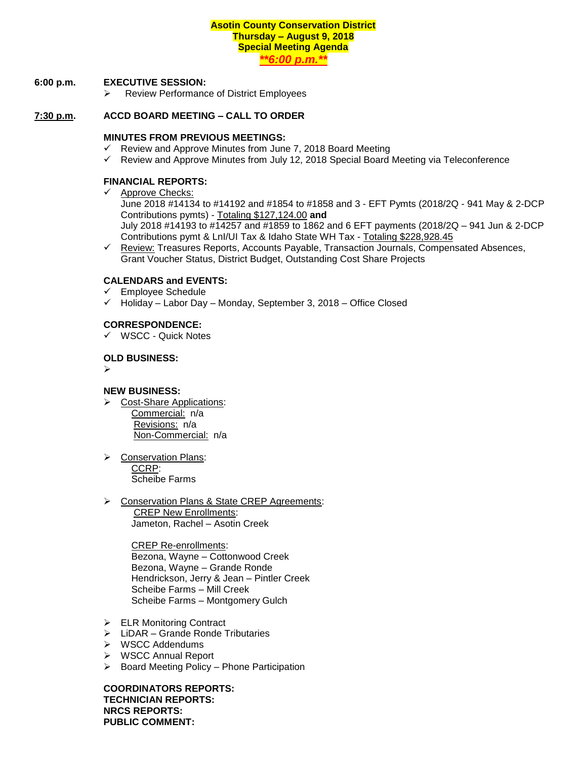# Asotin County Conservation District
## Thursday – August 9, 2018
## Special Meeting Agenda
## ***\*\*6:00 p.m.\*\****

**6:00 p.m.** **EXECUTIVE SESSION:**

- Review Performance of District Employees

**7:30 p.m.** **ACCD BOARD MEETING – CALL TO ORDER**

**MINUTES FROM PREVIOUS MEETINGS:**

- ✓ Review and Approve Minutes from June 7, 2018 Board Meeting
- ✓ Review and Approve Minutes from July 12, 2018 Special Board Meeting via Teleconference

**FINANCIAL REPORTS:**

- ✓ Approve Checks:
  June 2018 #14134 to #14192 and #1854 to #1858 and 3 - EFT Pymts (2018/2Q - 941 May & 2-DCP Contributions pymts) - Totaling $127,124.00 **and**
  July 2018 #14193 to #14257 and #1859 to 1862 and 6 EFT payments (2018/2Q – 941 Jun & 2-DCP Contributions pymt & LnI/UI Tax & Idaho State WH Tax - Totaling $228,928.45
- ✓ Review: Treasures Reports, Accounts Payable, Transaction Journals, Compensated Absences, Grant Voucher Status, District Budget, Outstanding Cost Share Projects

**CALENDARS and EVENTS:**

- ✓ Employee Schedule
- ✓ Holiday – Labor Day – Monday, September 3, 2018 – Office Closed

**CORRESPONDENCE:**

- ✓ WSCC - Quick Notes

**OLD BUSINESS:**

- 

**NEW BUSINESS:**

- Cost-Share Applications:
  - Commercial: n/a
  - Revisions: n/a
  - Non-Commercial: n/a
- Conservation Plans:
  - CCRP:
    Scheibe Farms
- Conservation Plans & State CREP Agreements:
  - CREP New Enrollments:
    Jameton, Rachel – Asotin Creek
  - CREP Re-enrollments:
    Bezona, Wayne – Cottonwood Creek
    Bezona, Wayne – Grande Ronde
    Hendrickson, Jerry & Jean – Pintler Creek
    Scheibe Farms – Mill Creek
    Scheibe Farms – Montgomery Gulch
- ELR Monitoring Contract
- LiDAR – Grande Ronde Tributaries
- WSCC Addendums
- WSCC Annual Report
- Board Meeting Policy – Phone Participation

**COORDINATORS REPORTS:**
**TECHNICIAN REPORTS:**
**NRCS REPORTS:**
**PUBLIC COMMENT:**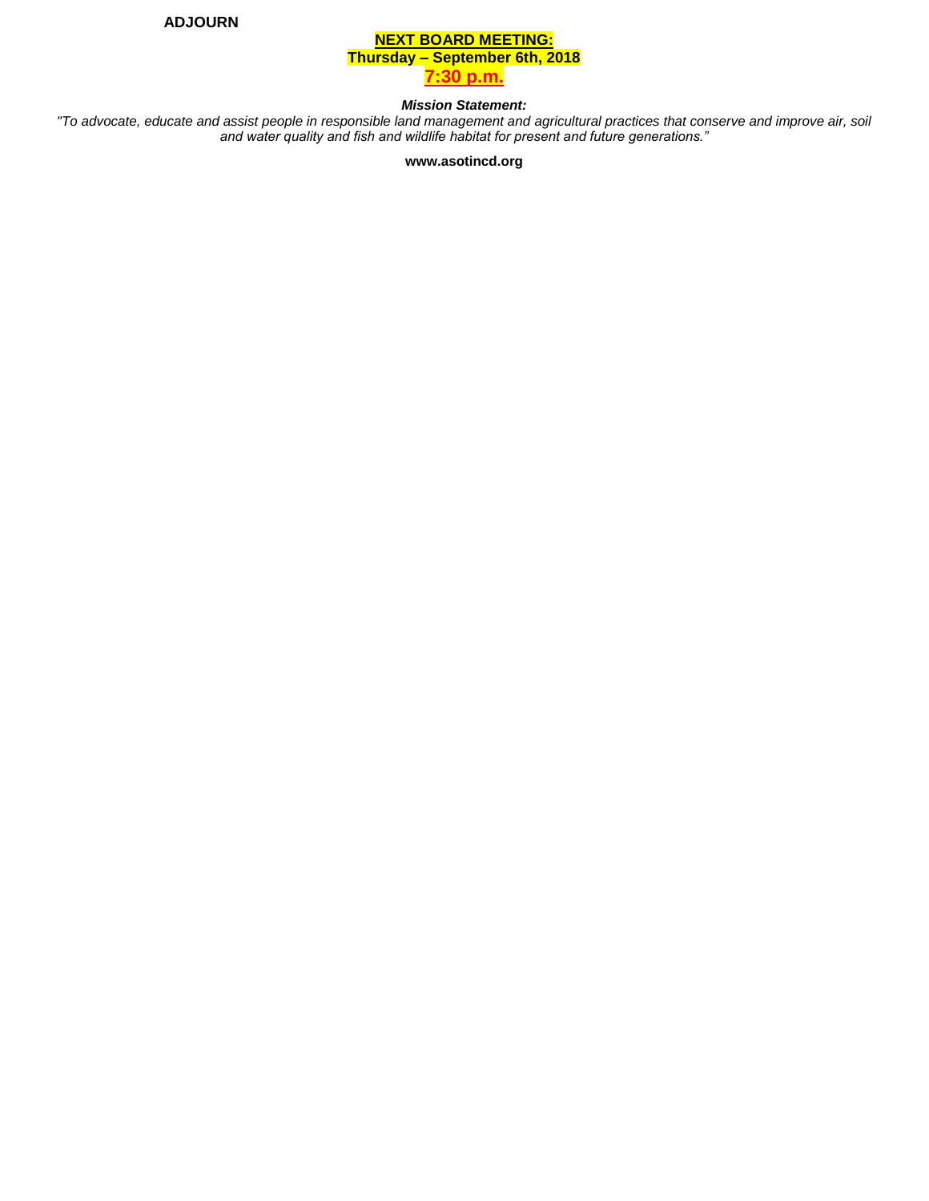**ADJOURN**

**NEXT BOARD MEETING:**
**Thursday – September 6th, 2018**
**7:30 p.m.**

***Mission Statement:***

*"To advocate, educate and assist people in responsible land management and agricultural practices that conserve and improve air, soil and water quality and fish and wildlife habitat for present and future generations."*

**www.asotincd.org**